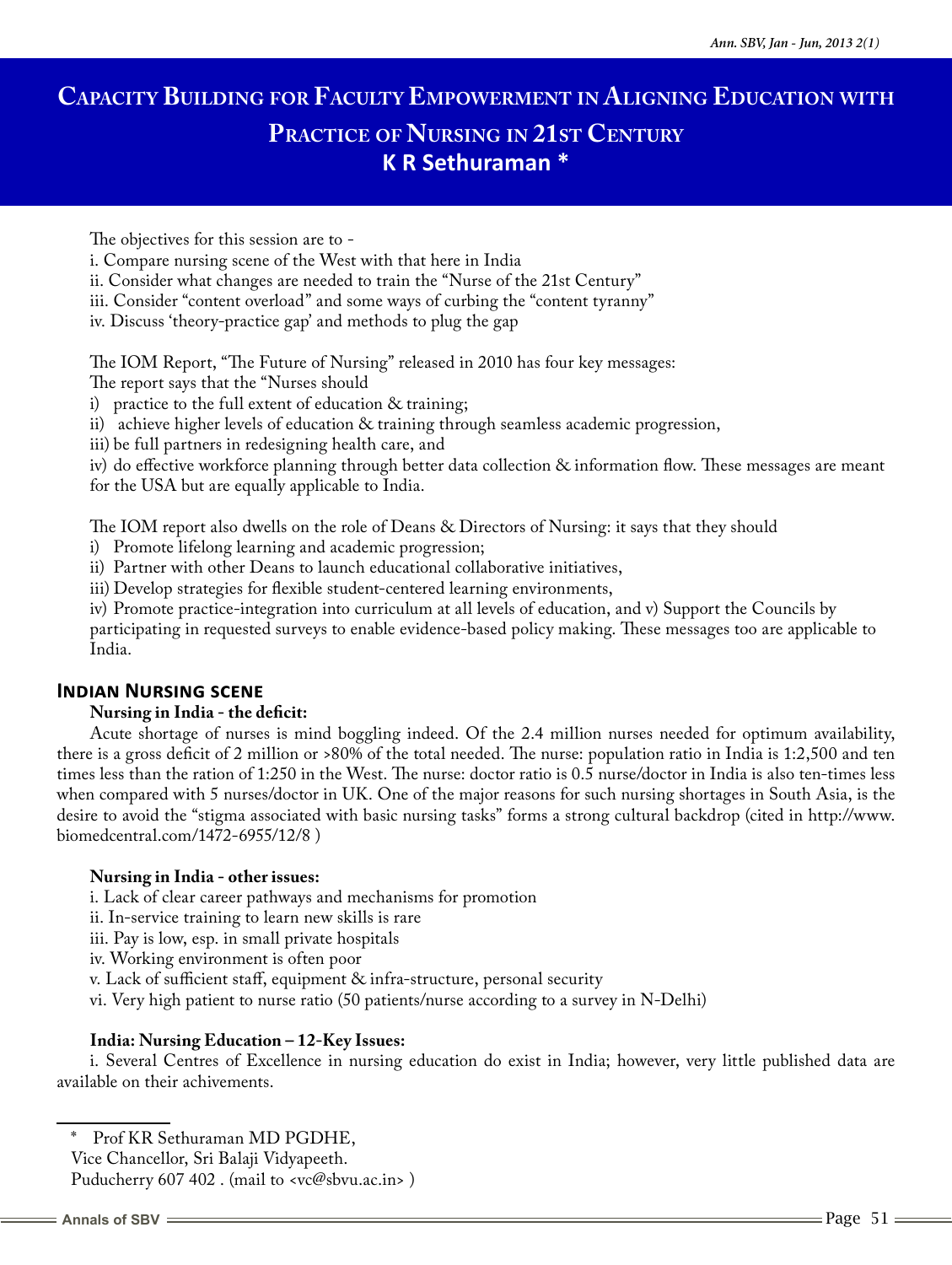# Capacity Building for Faculty Empowerment in Aligning Education with Practice of Nursing in 21st Century

**K R Sethuraman ***

The objectives for this session are to -

i. Compare nursing scene of the West with that here in India

ii. Consider what changes are needed to train the "Nurse of the 21st Century"

iii. Consider "content overload" and some ways of curbing the "content tyranny"

iv. Discuss 'theory-practice gap' and methods to plug the gap

The IOM Report, "The Future of Nursing" released in 2010 has four key messages:

The report says that the "Nurses should

i) practice to the full extent of education & training;

ii) achieve higher levels of education & training through seamless academic progression,

iii) be full partners in redesigning health care, and

iv) do effective workforce planning through better data collection & information flow. These messages are meant for the USA but are equally applicable to India.

The IOM report also dwells on the role of Deans & Directors of Nursing: it says that they should

i) Promote lifelong learning and academic progression;

ii) Partner with other Deans to launch educational collaborative initiatives,

iii) Develop strategies for flexible student-centered learning environments,

iv) Promote practice-integration into curriculum at all levels of education, and v) Support the Councils by participating in requested surveys to enable evidence-based policy making. These messages too are applicable to India.

## Indian Nursing scene

**Nursing in India - the deficit:**

Acute shortage of nurses is mind boggling indeed. Of the 2.4 million nurses needed for optimum availability, there is a gross deficit of 2 million or >80% of the total needed. The nurse: population ratio in India is 1:2,500 and ten times less than the ration of 1:250 in the West. The nurse: doctor ratio is 0.5 nurse/doctor in India is also ten-times less when compared with 5 nurses/doctor in UK. One of the major reasons for such nursing shortages in South Asia, is the desire to avoid the "stigma associated with basic nursing tasks" forms a strong cultural backdrop (cited in http://www.biomedcentral.com/1472-6955/12/8 )

**Nursing in India - other issues:**

i. Lack of clear career pathways and mechanisms for promotion

ii. In-service training to learn new skills is rare

iii. Pay is low, esp. in small private hospitals

iv. Working environment is often poor

v. Lack of sufficient staff, equipment & infra-structure, personal security

vi. Very high patient to nurse ratio (50 patients/nurse according to a survey in N-Delhi)

**India: Nursing Education – 12-Key Issues:**

i. Several Centres of Excellence in nursing education do exist in India; however, very little published data are available on their achivements.

---

\* Prof KR Sethuraman MD PGDHE,
Vice Chancellor, Sri Balaji Vidyapeeth.
Puducherry 607 402 . (mail to <vc@sbvu.ac.in> )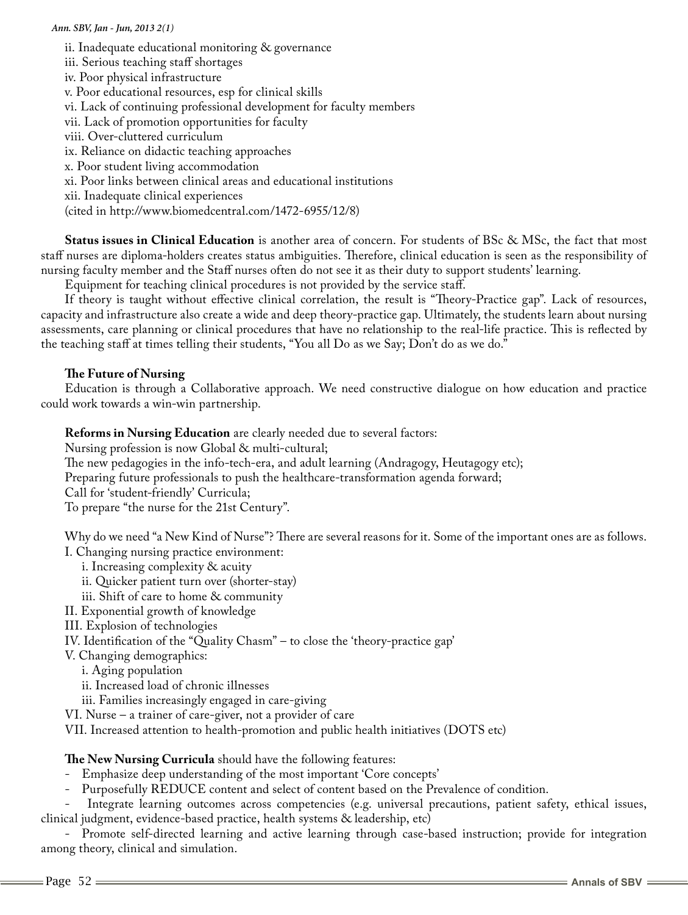ii. Inadequate educational monitoring & governance
iii. Serious teaching staff shortages
iv. Poor physical infrastructure
v. Poor educational resources, esp for clinical skills
vi. Lack of continuing professional development for faculty members
vii. Lack of promotion opportunities for faculty
viii. Over-cluttered curriculum
ix. Reliance on didactic teaching approaches
x. Poor student living accommodation
xi. Poor links between clinical areas and educational institutions
xii. Inadequate clinical experiences
(cited in http://www.biomedcentral.com/1472-6955/12/8)

**Status issues in Clinical Education** is another area of concern. For students of BSc & MSc, the fact that most staff nurses are diploma-holders creates status ambiguities. Therefore, clinical education is seen as the responsibility of nursing faculty member and the Staff nurses often do not see it as their duty to support students' learning.

Equipment for teaching clinical procedures is not provided by the service staff.

If theory is taught without effective clinical correlation, the result is "Theory-Practice gap". Lack of resources, capacity and infrastructure also create a wide and deep theory-practice gap. Ultimately, the students learn about nursing assessments, care planning or clinical procedures that have no relationship to the real-life practice. This is reflected by the teaching staff at times telling their students, "You all Do as we Say; Don't do as we do."

**The Future of Nursing**

Education is through a Collaborative approach. We need constructive dialogue on how education and practice could work towards a win-win partnership.

**Reforms in Nursing Education** are clearly needed due to several factors:
Nursing profession is now Global & multi-cultural;
The new pedagogies in the info-tech-era, and adult learning (Andragogy, Heutagogy etc);
Preparing future professionals to push the healthcare-transformation agenda forward;
Call for 'student-friendly' Curricula;
To prepare "the nurse for the 21st Century".

Why do we need "a New Kind of Nurse"? There are several reasons for it. Some of the important ones are as follows.

I. Changing nursing practice environment:
   i. Increasing complexity & acuity
   ii. Quicker patient turn over (shorter-stay)
   iii. Shift of care to home & community
II. Exponential growth of knowledge
III. Explosion of technologies
IV. Identification of the "Quality Chasm" – to close the 'theory-practice gap'
V. Changing demographics:
   i. Aging population
   ii. Increased load of chronic illnesses
   iii. Families increasingly engaged in care-giving
VI. Nurse – a trainer of care-giver, not a provider of care
VII. Increased attention to health-promotion and public health initiatives (DOTS etc)

**The New Nursing Curricula** should have the following features:

- Emphasize deep understanding of the most important 'Core concepts'
- Purposefully REDUCE content and select of content based on the Prevalence of condition.
- Integrate learning outcomes across competencies (e.g. universal precautions, patient safety, ethical issues, clinical judgment, evidence-based practice, health systems & leadership, etc)
- Promote self-directed learning and active learning through case-based instruction; provide for integration among theory, clinical and simulation.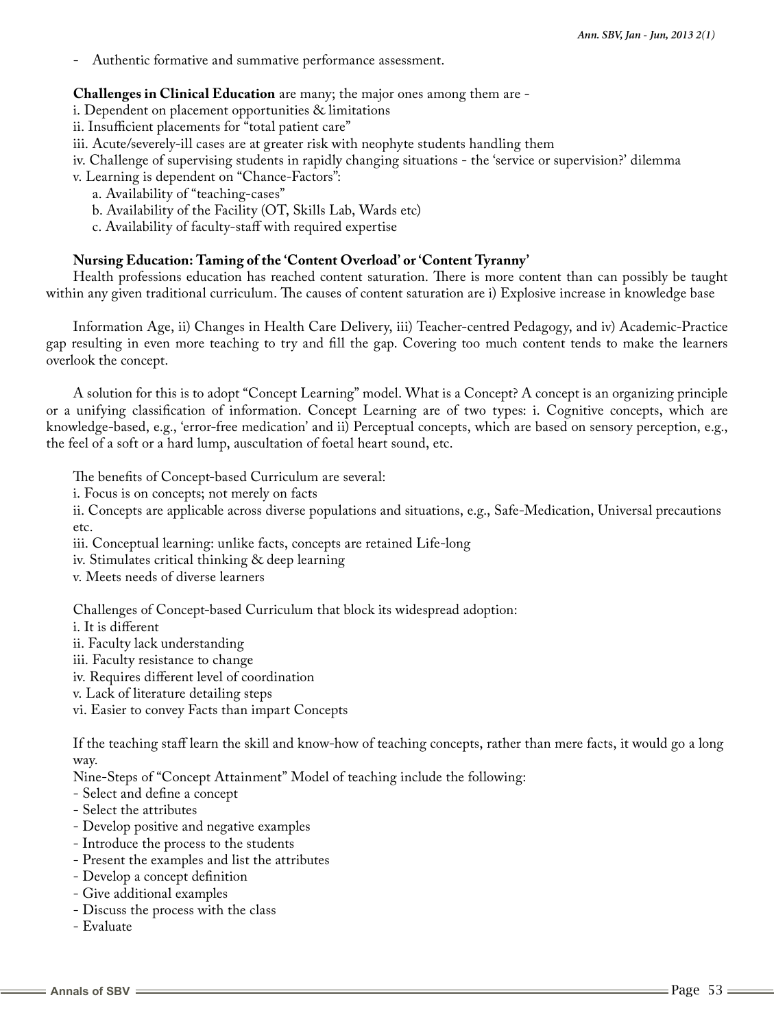- Authentic formative and summative performance assessment.

**Challenges in Clinical Education** are many; the major ones among them are -

i. Dependent on placement opportunities & limitations

ii. Insufficient placements for "total patient care"

iii. Acute/severely-ill cases are at greater risk with neophyte students handling them

iv. Challenge of supervising students in rapidly changing situations - the 'service or supervision?' dilemma

v. Learning is dependent on "Chance-Factors":

   a. Availability of "teaching-cases"

   b. Availability of the Facility (OT, Skills Lab, Wards etc)

   c. Availability of faculty-staff with required expertise

**Nursing Education: Taming of the 'Content Overload' or 'Content Tyranny'**

Health professions education has reached content saturation. There is more content than can possibly be taught within any given traditional curriculum. The causes of content saturation are i) Explosive increase in knowledge base

Information Age, ii) Changes in Health Care Delivery, iii) Teacher-centred Pedagogy, and iv) Academic-Practice gap resulting in even more teaching to try and fill the gap. Covering too much content tends to make the learners overlook the concept.

A solution for this is to adopt "Concept Learning" model. What is a Concept? A concept is an organizing principle or a unifying classification of information. Concept Learning are of two types: i. Cognitive concepts, which are knowledge-based, e.g., 'error-free medication' and ii) Perceptual concepts, which are based on sensory perception, e.g., the feel of a soft or a hard lump, auscultation of foetal heart sound, etc.

The benefits of Concept-based Curriculum are several:

i. Focus is on concepts; not merely on facts

ii. Concepts are applicable across diverse populations and situations, e.g., Safe-Medication, Universal precautions etc.

iii. Conceptual learning: unlike facts, concepts are retained Life-long

iv. Stimulates critical thinking & deep learning

v. Meets needs of diverse learners

Challenges of Concept-based Curriculum that block its widespread adoption:

i. It is different

ii. Faculty lack understanding

iii. Faculty resistance to change

iv. Requires different level of coordination

v. Lack of literature detailing steps

vi. Easier to convey Facts than impart Concepts

If the teaching staff learn the skill and know-how of teaching concepts, rather than mere facts, it would go a long way.

Nine-Steps of "Concept Attainment" Model of teaching include the following:

- Select and define a concept
- Select the attributes
- Develop positive and negative examples
- Introduce the process to the students
- Present the examples and list the attributes
- Develop a concept definition
- Give additional examples
- Discuss the process with the class
- Evaluate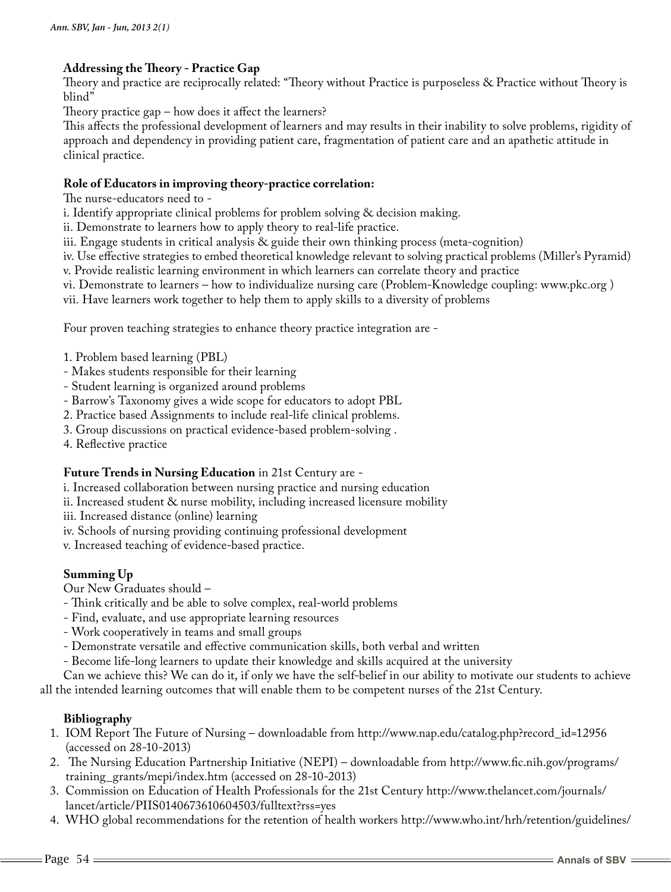**Addressing the Theory - Practice Gap**

Theory and practice are reciprocally related: "Theory without Practice is purposeless & Practice without Theory is blind"

Theory practice gap – how does it affect the learners?

This affects the professional development of learners and may results in their inability to solve problems, rigidity of approach and dependency in providing patient care, fragmentation of patient care and an apathetic attitude in clinical practice.

**Role of Educators in improving theory-practice correlation:**

The nurse-educators need to -

i. Identify appropriate clinical problems for problem solving & decision making.
ii. Demonstrate to learners how to apply theory to real-life practice.
iii. Engage students in critical analysis & guide their own thinking process (meta-cognition)
iv. Use effective strategies to embed theoretical knowledge relevant to solving practical problems (Miller's Pyramid)
v. Provide realistic learning environment in which learners can correlate theory and practice
vi. Demonstrate to learners – how to individualize nursing care (Problem-Knowledge coupling: www.pkc.org )
vii. Have learners work together to help them to apply skills to a diversity of problems

Four proven teaching strategies to enhance theory practice integration are -

1. Problem based learning (PBL)
   - Makes students responsible for their learning
   - Student learning is organized around problems
   - Barrow's Taxonomy gives a wide scope for educators to adopt PBL
2. Practice based Assignments to include real-life clinical problems.
3. Group discussions on practical evidence-based problem-solving .
4. Reflective practice

**Future Trends in Nursing Education** in 21st Century are -

i. Increased collaboration between nursing practice and nursing education
ii. Increased student & nurse mobility, including increased licensure mobility
iii. Increased distance (online) learning
iv. Schools of nursing providing continuing professional development
v. Increased teaching of evidence-based practice.

**Summing Up**

Our New Graduates should –

- Think critically and be able to solve complex, real-world problems
- Find, evaluate, and use appropriate learning resources
- Work cooperatively in teams and small groups
- Demonstrate versatile and effective communication skills, both verbal and written
- Become life-long learners to update their knowledge and skills acquired at the university

Can we achieve this? We can do it, if only we have the self-belief in our ability to motivate our students to achieve all the intended learning outcomes that will enable them to be competent nurses of the 21st Century.

**Bibliography**

1. IOM Report The Future of Nursing – downloadable from http://www.nap.edu/catalog.php?record_id=12956 (accessed on 28-10-2013)
2. The Nursing Education Partnership Initiative (NEPI) – downloadable from http://www.fic.nih.gov/programs/training_grants/mepi/index.htm (accessed on 28-10-2013)
3. Commission on Education of Health Professionals for the 21st Century http://www.thelancet.com/journals/lancet/article/PIIS0140673610604503/fulltext?rss=yes
4. WHO global recommendations for the retention of health workers http://www.who.int/hrh/retention/guidelines/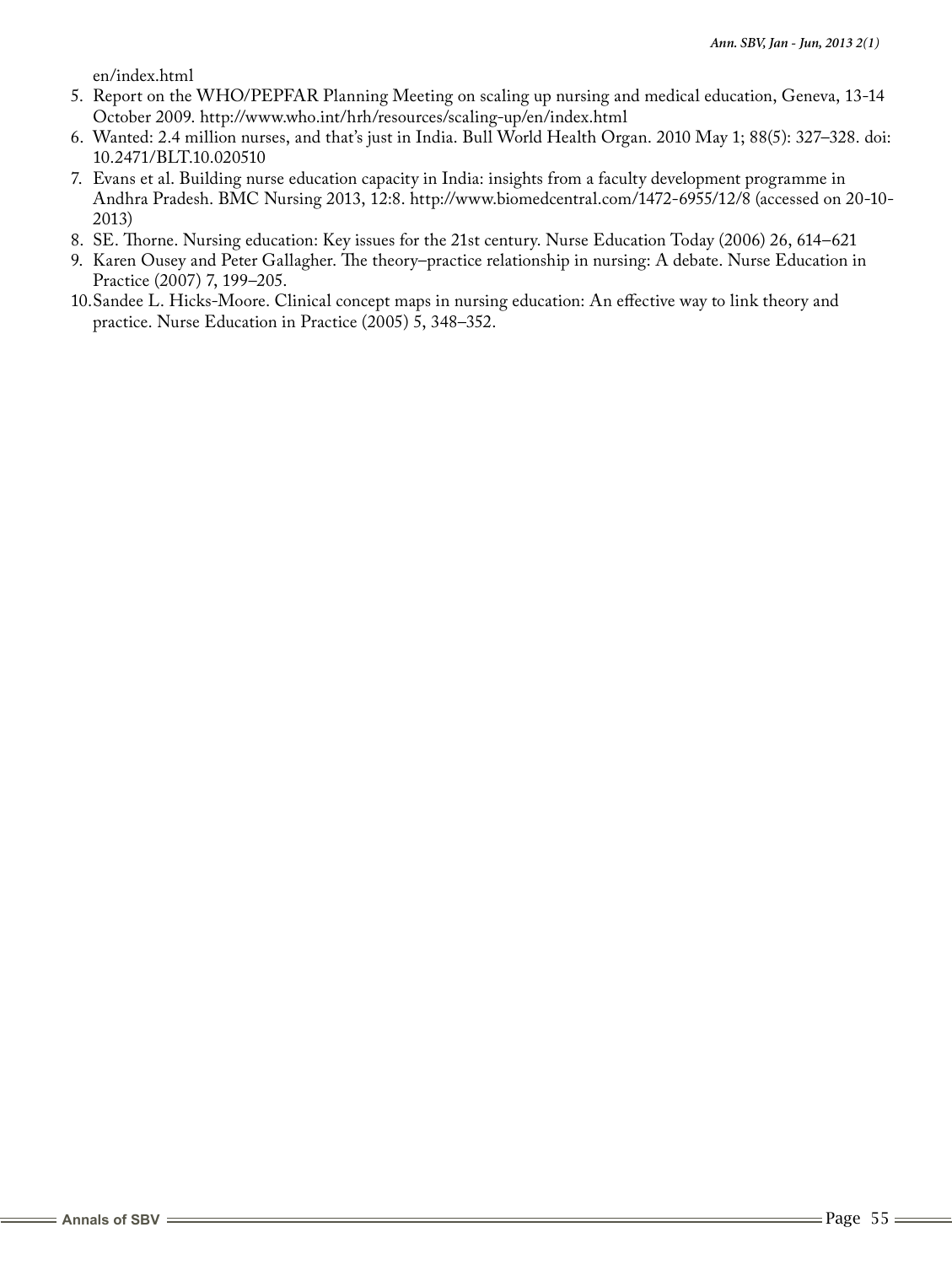en/index.html

5. Report on the WHO/PEPFAR Planning Meeting on scaling up nursing and medical education, Geneva, 13-14 October 2009. http://www.who.int/hrh/resources/scaling-up/en/index.html
6. Wanted: 2.4 million nurses, and that's just in India. Bull World Health Organ. 2010 May 1; 88(5): 327–328. doi: 10.2471/BLT.10.020510
7. Evans et al. Building nurse education capacity in India: insights from a faculty development programme in Andhra Pradesh. BMC Nursing 2013, 12:8. http://www.biomedcentral.com/1472-6955/12/8 (accessed on 20-10-2013)
8. SE. Thorne. Nursing education: Key issues for the 21st century. Nurse Education Today (2006) 26, 614–621
9. Karen Ousey and Peter Gallagher. The theory–practice relationship in nursing: A debate. Nurse Education in Practice (2007) 7, 199–205.
10. Sandee L. Hicks-Moore. Clinical concept maps in nursing education: An effective way to link theory and practice. Nurse Education in Practice (2005) 5, 348–352.